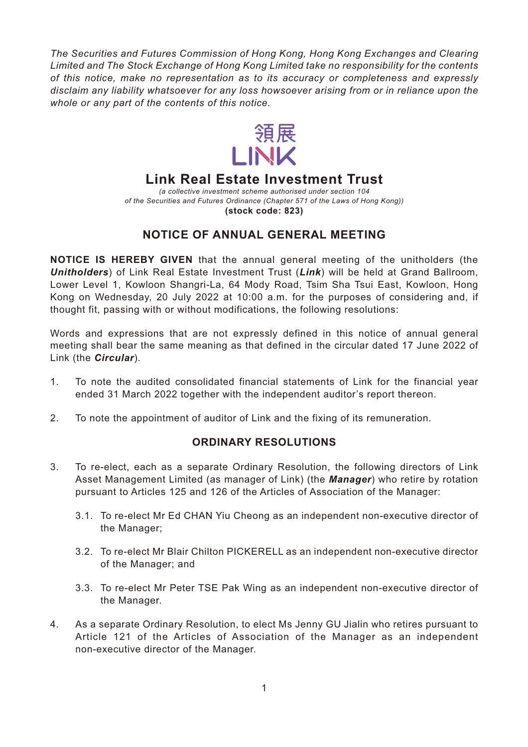*The Securities and Futures Commission of Hong Kong, Hong Kong Exchanges and Clearing Limited and The Stock Exchange of Hong Kong Limited take no responsibility for the contents of this notice, make no representation as to its accuracy or completeness and expressly disclaim any liability whatsoever for any loss howsoever arising from or in reliance upon the whole or any part of the contents of this notice.*

領展
LINK

# Link Real Estate Investment Trust

*(a collective investment scheme authorised under section 104 of the Securities and Futures Ordinance (Chapter 571 of the Laws of Hong Kong))*
**(stock code: 823)**

## NOTICE OF ANNUAL GENERAL MEETING

**NOTICE IS HEREBY GIVEN** that the annual general meeting of the unitholders (the ***Unitholders***) of Link Real Estate Investment Trust (***Link***) will be held at Grand Ballroom, Lower Level 1, Kowloon Shangri-La, 64 Mody Road, Tsim Sha Tsui East, Kowloon, Hong Kong on Wednesday, 20 July 2022 at 10:00 a.m. for the purposes of considering and, if thought fit, passing with or without modifications, the following resolutions:

Words and expressions that are not expressly defined in this notice of annual general meeting shall bear the same meaning as that defined in the circular dated 17 June 2022 of Link (the ***Circular***).

1. To note the audited consolidated financial statements of Link for the financial year ended 31 March 2022 together with the independent auditor's report thereon.

2. To note the appointment of auditor of Link and the fixing of its remuneration.

### ORDINARY RESOLUTIONS

3. To re-elect, each as a separate Ordinary Resolution, the following directors of Link Asset Management Limited (as manager of Link) (the ***Manager***) who retire by rotation pursuant to Articles 125 and 126 of the Articles of Association of the Manager:

    3.1. To re-elect Mr Ed CHAN Yiu Cheong as an independent non-executive director of the Manager;

    3.2. To re-elect Mr Blair Chilton PICKERELL as an independent non-executive director of the Manager; and

    3.3. To re-elect Mr Peter TSE Pak Wing as an independent non-executive director of the Manager.

4. As a separate Ordinary Resolution, to elect Ms Jenny GU Jialin who retires pursuant to Article 121 of the Articles of Association of the Manager as an independent non-executive director of the Manager.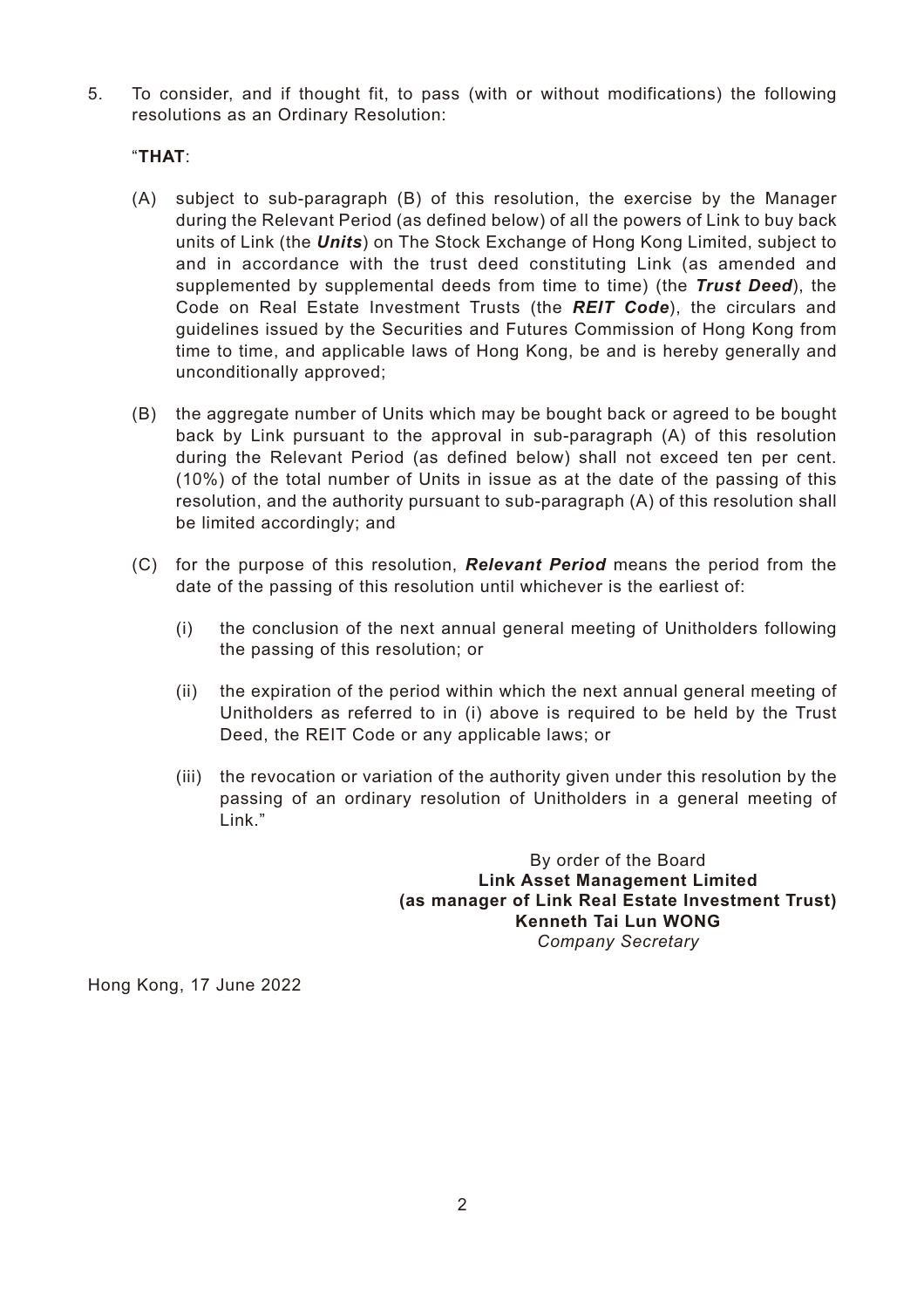5. To consider, and if thought fit, to pass (with or without modifications) the following resolutions as an Ordinary Resolution:

"**THAT**:

(A) subject to sub-paragraph (B) of this resolution, the exercise by the Manager during the Relevant Period (as defined below) of all the powers of Link to buy back units of Link (the ***Units***) on The Stock Exchange of Hong Kong Limited, subject to and in accordance with the trust deed constituting Link (as amended and supplemented by supplemental deeds from time to time) (the ***Trust Deed***), the Code on Real Estate Investment Trusts (the ***REIT Code***), the circulars and guidelines issued by the Securities and Futures Commission of Hong Kong from time to time, and applicable laws of Hong Kong, be and is hereby generally and unconditionally approved;

(B) the aggregate number of Units which may be bought back or agreed to be bought back by Link pursuant to the approval in sub-paragraph (A) of this resolution during the Relevant Period (as defined below) shall not exceed ten per cent. (10%) of the total number of Units in issue as at the date of the passing of this resolution, and the authority pursuant to sub-paragraph (A) of this resolution shall be limited accordingly; and

(C) for the purpose of this resolution, ***Relevant Period*** means the period from the date of the passing of this resolution until whichever is the earliest of:

(i) the conclusion of the next annual general meeting of Unitholders following the passing of this resolution; or

(ii) the expiration of the period within which the next annual general meeting of Unitholders as referred to in (i) above is required to be held by the Trust Deed, the REIT Code or any applicable laws; or

(iii) the revocation or variation of the authority given under this resolution by the passing of an ordinary resolution of Unitholders in a general meeting of Link."

By order of the Board
**Link Asset Management Limited**
**(as manager of Link Real Estate Investment Trust)**
**Kenneth Tai Lun WONG**
*Company Secretary*

Hong Kong, 17 June 2022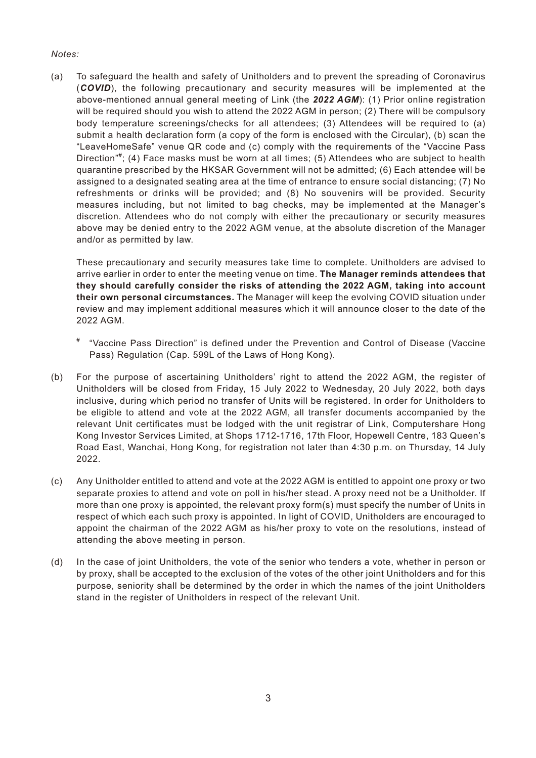*Notes:*

(a) To safeguard the health and safety of Unitholders and to prevent the spreading of Coronavirus (***COVID***), the following precautionary and security measures will be implemented at the above-mentioned annual general meeting of Link (the ***2022 AGM***): (1) Prior online registration will be required should you wish to attend the 2022 AGM in person; (2) There will be compulsory body temperature screenings/checks for all attendees; (3) Attendees will be required to (a) submit a health declaration form (a copy of the form is enclosed with the Circular), (b) scan the "LeaveHomeSafe" venue QR code and (c) comply with the requirements of the "Vaccine Pass Direction"[#]; (4) Face masks must be worn at all times; (5) Attendees who are subject to health quarantine prescribed by the HKSAR Government will not be admitted; (6) Each attendee will be assigned to a designated seating area at the time of entrance to ensure social distancing; (7) No refreshments or drinks will be provided; and (8) No souvenirs will be provided. Security measures including, but not limited to bag checks, may be implemented at the Manager's discretion. Attendees who do not comply with either the precautionary or security measures above may be denied entry to the 2022 AGM venue, at the absolute discretion of the Manager and/or as permitted by law.

These precautionary and security measures take time to complete. Unitholders are advised to arrive earlier in order to enter the meeting venue on time. **The Manager reminds attendees that they should carefully consider the risks of attending the 2022 AGM, taking into account their own personal circumstances.** The Manager will keep the evolving COVID situation under review and may implement additional measures which it will announce closer to the date of the 2022 AGM.

[#] "Vaccine Pass Direction" is defined under the Prevention and Control of Disease (Vaccine Pass) Regulation (Cap. 599L of the Laws of Hong Kong).

(b) For the purpose of ascertaining Unitholders' right to attend the 2022 AGM, the register of Unitholders will be closed from Friday, 15 July 2022 to Wednesday, 20 July 2022, both days inclusive, during which period no transfer of Units will be registered. In order for Unitholders to be eligible to attend and vote at the 2022 AGM, all transfer documents accompanied by the relevant Unit certificates must be lodged with the unit registrar of Link, Computershare Hong Kong Investor Services Limited, at Shops 1712-1716, 17th Floor, Hopewell Centre, 183 Queen's Road East, Wanchai, Hong Kong, for registration not later than 4:30 p.m. on Thursday, 14 July 2022.

(c) Any Unitholder entitled to attend and vote at the 2022 AGM is entitled to appoint one proxy or two separate proxies to attend and vote on poll in his/her stead. A proxy need not be a Unitholder. If more than one proxy is appointed, the relevant proxy form(s) must specify the number of Units in respect of which each such proxy is appointed. In light of COVID, Unitholders are encouraged to appoint the chairman of the 2022 AGM as his/her proxy to vote on the resolutions, instead of attending the above meeting in person.

(d) In the case of joint Unitholders, the vote of the senior who tenders a vote, whether in person or by proxy, shall be accepted to the exclusion of the votes of the other joint Unitholders and for this purpose, seniority shall be determined by the order in which the names of the joint Unitholders stand in the register of Unitholders in respect of the relevant Unit.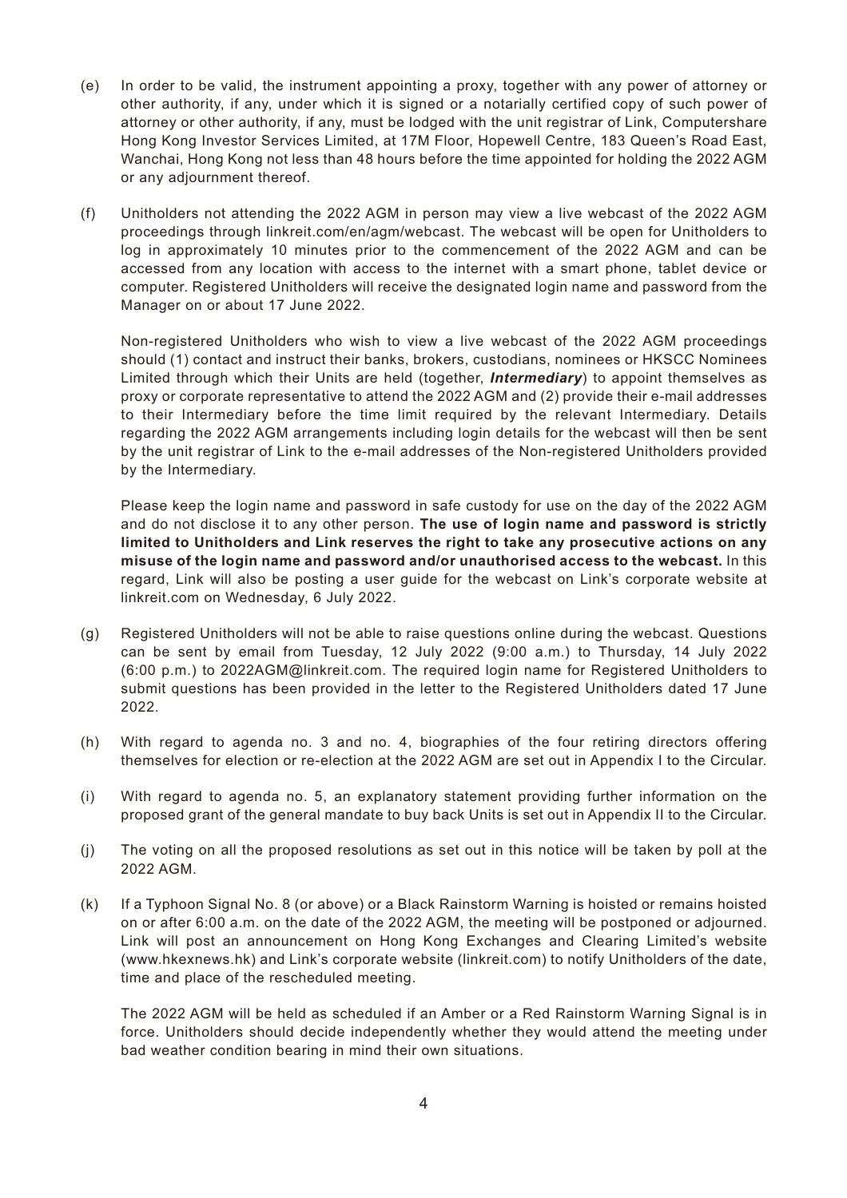(e) In order to be valid, the instrument appointing a proxy, together with any power of attorney or other authority, if any, under which it is signed or a notarially certified copy of such power of attorney or other authority, if any, must be lodged with the unit registrar of Link, Computershare Hong Kong Investor Services Limited, at 17M Floor, Hopewell Centre, 183 Queen's Road East, Wanchai, Hong Kong not less than 48 hours before the time appointed for holding the 2022 AGM or any adjournment thereof.

(f) Unitholders not attending the 2022 AGM in person may view a live webcast of the 2022 AGM proceedings through linkreit.com/en/agm/webcast. The webcast will be open for Unitholders to log in approximately 10 minutes prior to the commencement of the 2022 AGM and can be accessed from any location with access to the internet with a smart phone, tablet device or computer. Registered Unitholders will receive the designated login name and password from the Manager on or about 17 June 2022.

Non-registered Unitholders who wish to view a live webcast of the 2022 AGM proceedings should (1) contact and instruct their banks, brokers, custodians, nominees or HKSCC Nominees Limited through which their Units are held (together, ***Intermediary***) to appoint themselves as proxy or corporate representative to attend the 2022 AGM and (2) provide their e-mail addresses to their Intermediary before the time limit required by the relevant Intermediary. Details regarding the 2022 AGM arrangements including login details for the webcast will then be sent by the unit registrar of Link to the e-mail addresses of the Non-registered Unitholders provided by the Intermediary.

Please keep the login name and password in safe custody for use on the day of the 2022 AGM and do not disclose it to any other person. **The use of login name and password is strictly limited to Unitholders and Link reserves the right to take any prosecutive actions on any misuse of the login name and password and/or unauthorised access to the webcast.** In this regard, Link will also be posting a user guide for the webcast on Link's corporate website at linkreit.com on Wednesday, 6 July 2022.

(g) Registered Unitholders will not be able to raise questions online during the webcast. Questions can be sent by email from Tuesday, 12 July 2022 (9:00 a.m.) to Thursday, 14 July 2022 (6:00 p.m.) to 2022AGM@linkreit.com. The required login name for Registered Unitholders to submit questions has been provided in the letter to the Registered Unitholders dated 17 June 2022.

(h) With regard to agenda no. 3 and no. 4, biographies of the four retiring directors offering themselves for election or re-election at the 2022 AGM are set out in Appendix I to the Circular.

(i) With regard to agenda no. 5, an explanatory statement providing further information on the proposed grant of the general mandate to buy back Units is set out in Appendix II to the Circular.

(j) The voting on all the proposed resolutions as set out in this notice will be taken by poll at the 2022 AGM.

(k) If a Typhoon Signal No. 8 (or above) or a Black Rainstorm Warning is hoisted or remains hoisted on or after 6:00 a.m. on the date of the 2022 AGM, the meeting will be postponed or adjourned. Link will post an announcement on Hong Kong Exchanges and Clearing Limited's website (www.hkexnews.hk) and Link's corporate website (linkreit.com) to notify Unitholders of the date, time and place of the rescheduled meeting.

The 2022 AGM will be held as scheduled if an Amber or a Red Rainstorm Warning Signal is in force. Unitholders should decide independently whether they would attend the meeting under bad weather condition bearing in mind their own situations.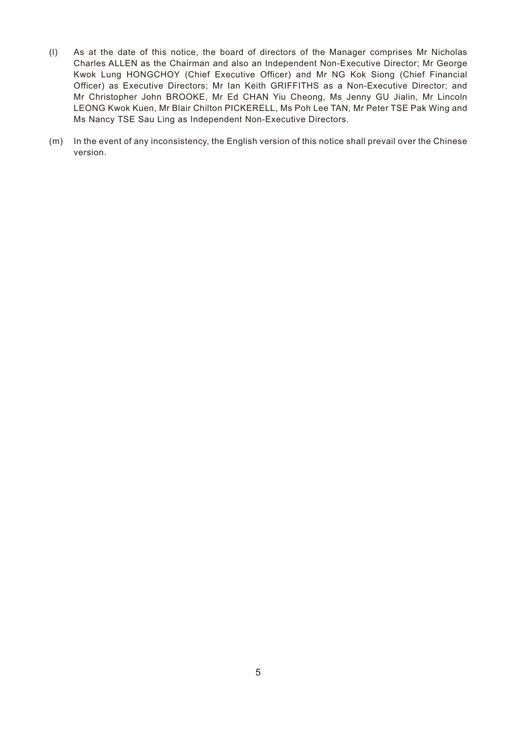(l) As at the date of this notice, the board of directors of the Manager comprises Mr Nicholas Charles ALLEN as the Chairman and also an Independent Non-Executive Director; Mr George Kwok Lung HONGCHOY (Chief Executive Officer) and Mr NG Kok Siong (Chief Financial Officer) as Executive Directors; Mr Ian Keith GRIFFITHS as a Non-Executive Director; and Mr Christopher John BROOKE, Mr Ed CHAN Yiu Cheong, Ms Jenny GU Jialin, Mr Lincoln LEONG Kwok Kuen, Mr Blair Chilton PICKERELL, Ms Poh Lee TAN, Mr Peter TSE Pak Wing and Ms Nancy TSE Sau Ling as Independent Non-Executive Directors.

(m) In the event of any inconsistency, the English version of this notice shall prevail over the Chinese version.